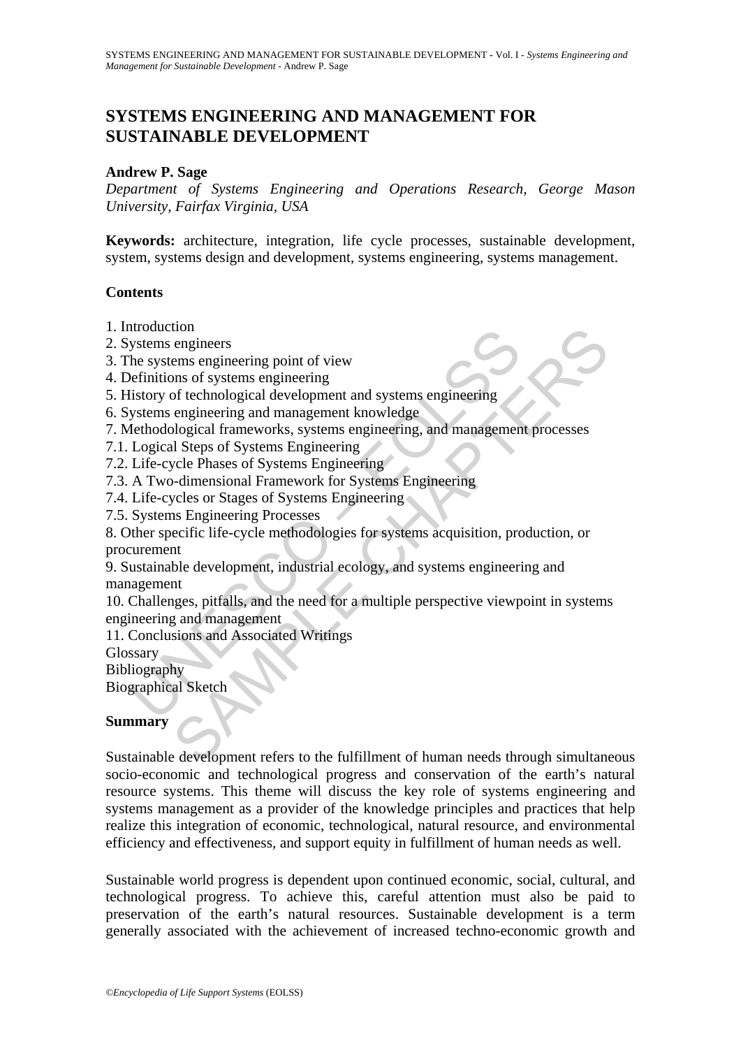# SYSTEMS ENGINEERING AND MANAGEMENT FOR SUSTAINABLE DEVELOPMENT

**Andrew P. Sage**

*Department of Systems Engineering and Operations Research, George Mason University, Fairfax Virginia, USA*

**Keywords:** architecture, integration, life cycle processes, sustainable development, system, systems design and development, systems engineering, systems management.

## Contents

1. Introduction
2. Systems engineers
3. The systems engineering point of view
4. Definitions of systems engineering
5. History of technological development and systems engineering
6. Systems engineering and management knowledge
7. Methodological frameworks, systems engineering, and management processes
7.1. Logical Steps of Systems Engineering
7.2. Life-cycle Phases of Systems Engineering
7.3. A Two-dimensional Framework for Systems Engineering
7.4. Life-cycles or Stages of Systems Engineering
7.5. Systems Engineering Processes
8. Other specific life-cycle methodologies for systems acquisition, production, or procurement
9. Sustainable development, industrial ecology, and systems engineering and management
10. Challenges, pitfalls, and the need for a multiple perspective viewpoint in systems engineering and management
11. Conclusions and Associated Writings

Glossary
Bibliography
Biographical Sketch

## Summary

Sustainable development refers to the fulfillment of human needs through simultaneous socio-economic and technological progress and conservation of the earth's natural resource systems. This theme will discuss the key role of systems engineering and systems management as a provider of the knowledge principles and practices that help realize this integration of economic, technological, natural resource, and environmental efficiency and effectiveness, and support equity in fulfillment of human needs as well.

Sustainable world progress is dependent upon continued economic, social, cultural, and technological progress. To achieve this, careful attention must also be paid to preservation of the earth's natural resources. Sustainable development is a term generally associated with the achievement of increased techno-economic growth and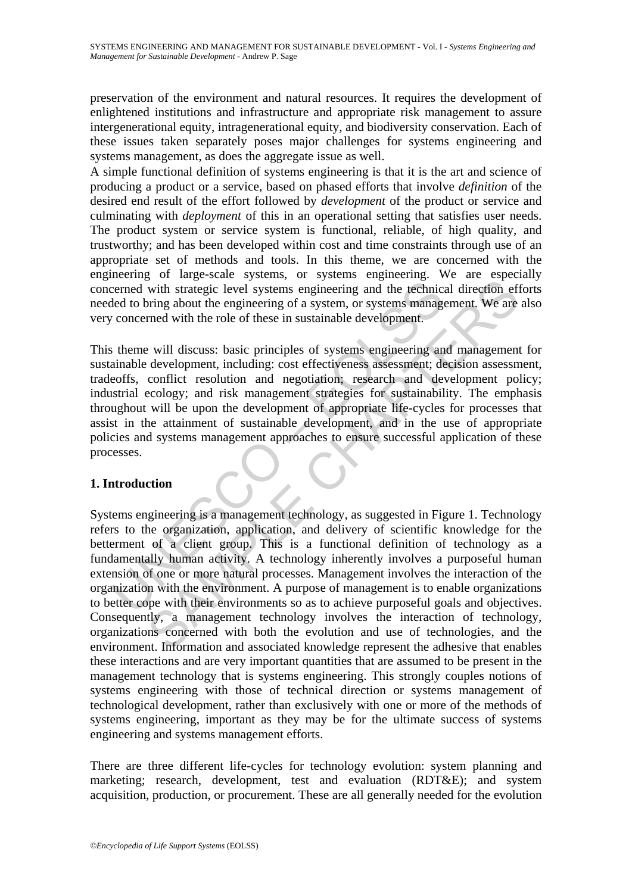preservation of the environment and natural resources. It requires the development of enlightened institutions and infrastructure and appropriate risk management to assure intergenerational equity, intragenerational equity, and biodiversity conservation. Each of these issues taken separately poses major challenges for systems engineering and systems management, as does the aggregate issue as well.

A simple functional definition of systems engineering is that it is the art and science of producing a product or a service, based on phased efforts that involve *definition* of the desired end result of the effort followed by *development* of the product or service and culminating with *deployment* of this in an operational setting that satisfies user needs. The product system or service system is functional, reliable, of high quality, and trustworthy; and has been developed within cost and time constraints through use of an appropriate set of methods and tools. In this theme, we are concerned with the engineering of large-scale systems, or systems engineering. We are especially concerned with strategic level systems engineering and the technical direction efforts needed to bring about the engineering of a system, or systems management. We are also very concerned with the role of these in sustainable development.

This theme will discuss: basic principles of systems engineering and management for sustainable development, including: cost effectiveness assessment; decision assessment, tradeoffs, conflict resolution and negotiation; research and development policy; industrial ecology; and risk management strategies for sustainability. The emphasis throughout will be upon the development of appropriate life-cycles for processes that assist in the attainment of sustainable development, and in the use of appropriate policies and systems management approaches to ensure successful application of these processes.

## 1. Introduction

Systems engineering is a management technology, as suggested in Figure 1. Technology refers to the organization, application, and delivery of scientific knowledge for the betterment of a client group. This is a functional definition of technology as a fundamentally human activity. A technology inherently involves a purposeful human extension of one or more natural processes. Management involves the interaction of the organization with the environment. A purpose of management is to enable organizations to better cope with their environments so as to achieve purposeful goals and objectives. Consequently, a management technology involves the interaction of technology, organizations concerned with both the evolution and use of technologies, and the environment. Information and associated knowledge represent the adhesive that enables these interactions and are very important quantities that are assumed to be present in the management technology that is systems engineering. This strongly couples notions of systems engineering with those of technical direction or systems management of technological development, rather than exclusively with one or more of the methods of systems engineering, important as they may be for the ultimate success of systems engineering and systems management efforts.

There are three different life-cycles for technology evolution: system planning and marketing; research, development, test and evaluation (RDT&E); and system acquisition, production, or procurement. These are all generally needed for the evolution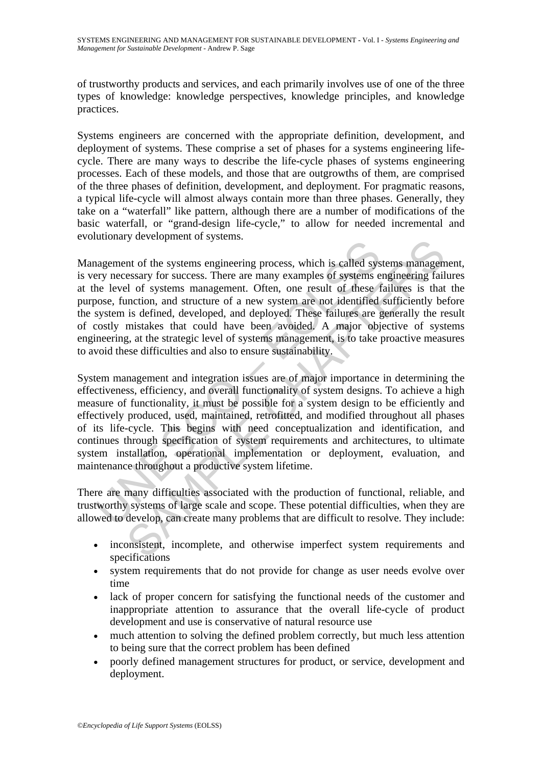of trustworthy products and services, and each primarily involves use of one of the three types of knowledge: knowledge perspectives, knowledge principles, and knowledge practices.

Systems engineers are concerned with the appropriate definition, development, and deployment of systems. These comprise a set of phases for a systems engineering life-cycle. There are many ways to describe the life-cycle phases of systems engineering processes. Each of these models, and those that are outgrowths of them, are comprised of the three phases of definition, development, and deployment. For pragmatic reasons, a typical life-cycle will almost always contain more than three phases. Generally, they take on a "waterfall" like pattern, although there are a number of modifications of the basic waterfall, or "grand-design life-cycle," to allow for needed incremental and evolutionary development of systems.

Management of the systems engineering process, which is called systems management, is very necessary for success. There are many examples of systems engineering failures at the level of systems management. Often, one result of these failures is that the purpose, function, and structure of a new system are not identified sufficiently before the system is defined, developed, and deployed. These failures are generally the result of costly mistakes that could have been avoided. A major objective of systems engineering, at the strategic level of systems management, is to take proactive measures to avoid these difficulties and also to ensure sustainability.

System management and integration issues are of major importance in determining the effectiveness, efficiency, and overall functionality of system designs. To achieve a high measure of functionality, it must be possible for a system design to be efficiently and effectively produced, used, maintained, retrofitted, and modified throughout all phases of its life-cycle. This begins with need conceptualization and identification, and continues through specification of system requirements and architectures, to ultimate system installation, operational implementation or deployment, evaluation, and maintenance throughout a productive system lifetime.

There are many difficulties associated with the production of functional, reliable, and trustworthy systems of large scale and scope. These potential difficulties, when they are allowed to develop, can create many problems that are difficult to resolve. They include:

- inconsistent, incomplete, and otherwise imperfect system requirements and specifications
- system requirements that do not provide for change as user needs evolve over time
- lack of proper concern for satisfying the functional needs of the customer and inappropriate attention to assurance that the overall life-cycle of product development and use is conservative of natural resource use
- much attention to solving the defined problem correctly, but much less attention to being sure that the correct problem has been defined
- poorly defined management structures for product, or service, development and deployment.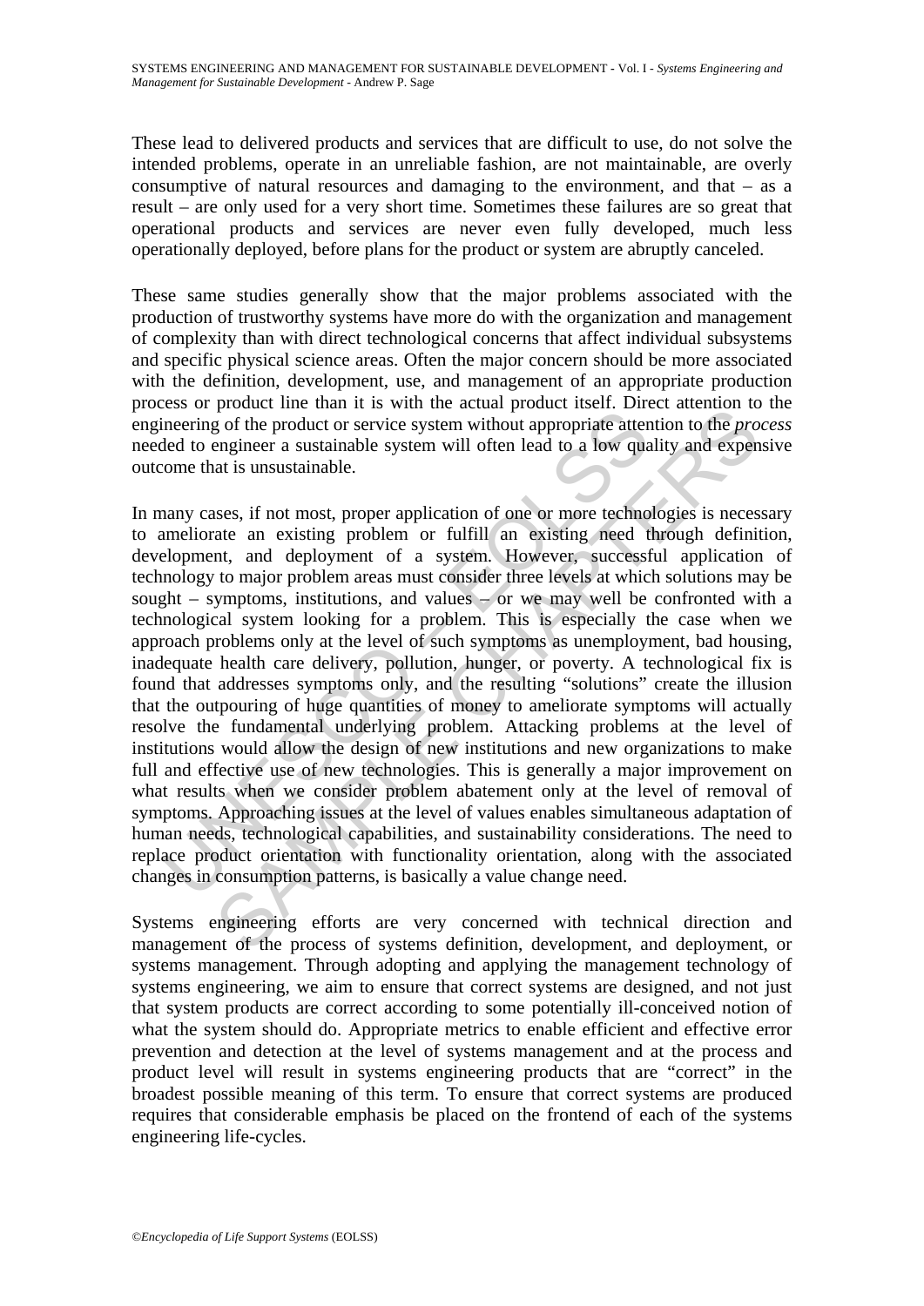These lead to delivered products and services that are difficult to use, do not solve the intended problems, operate in an unreliable fashion, are not maintainable, are overly consumptive of natural resources and damaging to the environment, and that – as a result – are only used for a very short time. Sometimes these failures are so great that operational products and services are never even fully developed, much less operationally deployed, before plans for the product or system are abruptly canceled.

These same studies generally show that the major problems associated with the production of trustworthy systems have more do with the organization and management of complexity than with direct technological concerns that affect individual subsystems and specific physical science areas. Often the major concern should be more associated with the definition, development, use, and management of an appropriate production process or product line than it is with the actual product itself. Direct attention to the engineering of the product or service system without appropriate attention to the *process* needed to engineer a sustainable system will often lead to a low quality and expensive outcome that is unsustainable.

In many cases, if not most, proper application of one or more technologies is necessary to ameliorate an existing problem or fulfill an existing need through definition, development, and deployment of a system. However, successful application of technology to major problem areas must consider three levels at which solutions may be sought – symptoms, institutions, and values – or we may well be confronted with a technological system looking for a problem. This is especially the case when we approach problems only at the level of such symptoms as unemployment, bad housing, inadequate health care delivery, pollution, hunger, or poverty. A technological fix is found that addresses symptoms only, and the resulting "solutions" create the illusion that the outpouring of huge quantities of money to ameliorate symptoms will actually resolve the fundamental underlying problem. Attacking problems at the level of institutions would allow the design of new institutions and new organizations to make full and effective use of new technologies. This is generally a major improvement on what results when we consider problem abatement only at the level of removal of symptoms. Approaching issues at the level of values enables simultaneous adaptation of human needs, technological capabilities, and sustainability considerations. The need to replace product orientation with functionality orientation, along with the associated changes in consumption patterns, is basically a value change need.

Systems engineering efforts are very concerned with technical direction and management of the process of systems definition, development, and deployment, or systems management. Through adopting and applying the management technology of systems engineering, we aim to ensure that correct systems are designed, and not just that system products are correct according to some potentially ill-conceived notion of what the system should do. Appropriate metrics to enable efficient and effective error prevention and detection at the level of systems management and at the process and product level will result in systems engineering products that are "correct" in the broadest possible meaning of this term. To ensure that correct systems are produced requires that considerable emphasis be placed on the frontend of each of the systems engineering life-cycles.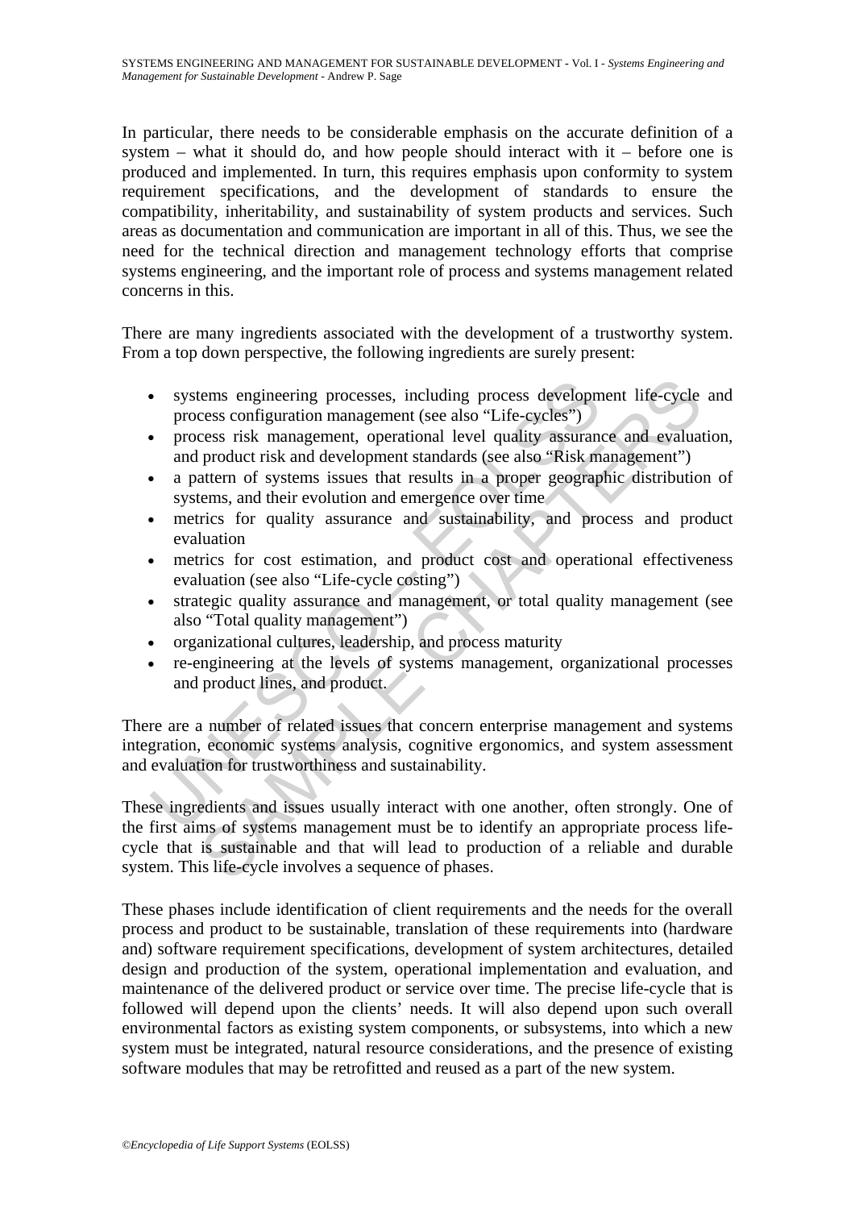In particular, there needs to be considerable emphasis on the accurate definition of a system – what it should do, and how people should interact with it – before one is produced and implemented. In turn, this requires emphasis upon conformity to system requirement specifications, and the development of standards to ensure the compatibility, inheritability, and sustainability of system products and services. Such areas as documentation and communication are important in all of this. Thus, we see the need for the technical direction and management technology efforts that comprise systems engineering, and the important role of process and systems management related concerns in this.

There are many ingredients associated with the development of a trustworthy system. From a top down perspective, the following ingredients are surely present:

- systems engineering processes, including process development life-cycle and process configuration management (see also "Life-cycles")
- process risk management, operational level quality assurance and evaluation, and product risk and development standards (see also "Risk management")
- a pattern of systems issues that results in a proper geographic distribution of systems, and their evolution and emergence over time
- metrics for quality assurance and sustainability, and process and product evaluation
- metrics for cost estimation, and product cost and operational effectiveness evaluation (see also "Life-cycle costing")
- strategic quality assurance and management, or total quality management (see also "Total quality management")
- organizational cultures, leadership, and process maturity
- re-engineering at the levels of systems management, organizational processes and product lines, and product.

There are a number of related issues that concern enterprise management and systems integration, economic systems analysis, cognitive ergonomics, and system assessment and evaluation for trustworthiness and sustainability.

These ingredients and issues usually interact with one another, often strongly. One of the first aims of systems management must be to identify an appropriate process life-cycle that is sustainable and that will lead to production of a reliable and durable system. This life-cycle involves a sequence of phases.

These phases include identification of client requirements and the needs for the overall process and product to be sustainable, translation of these requirements into (hardware and) software requirement specifications, development of system architectures, detailed design and production of the system, operational implementation and evaluation, and maintenance of the delivered product or service over time. The precise life-cycle that is followed will depend upon the clients' needs. It will also depend upon such overall environmental factors as existing system components, or subsystems, into which a new system must be integrated, natural resource considerations, and the presence of existing software modules that may be retrofitted and reused as a part of the new system.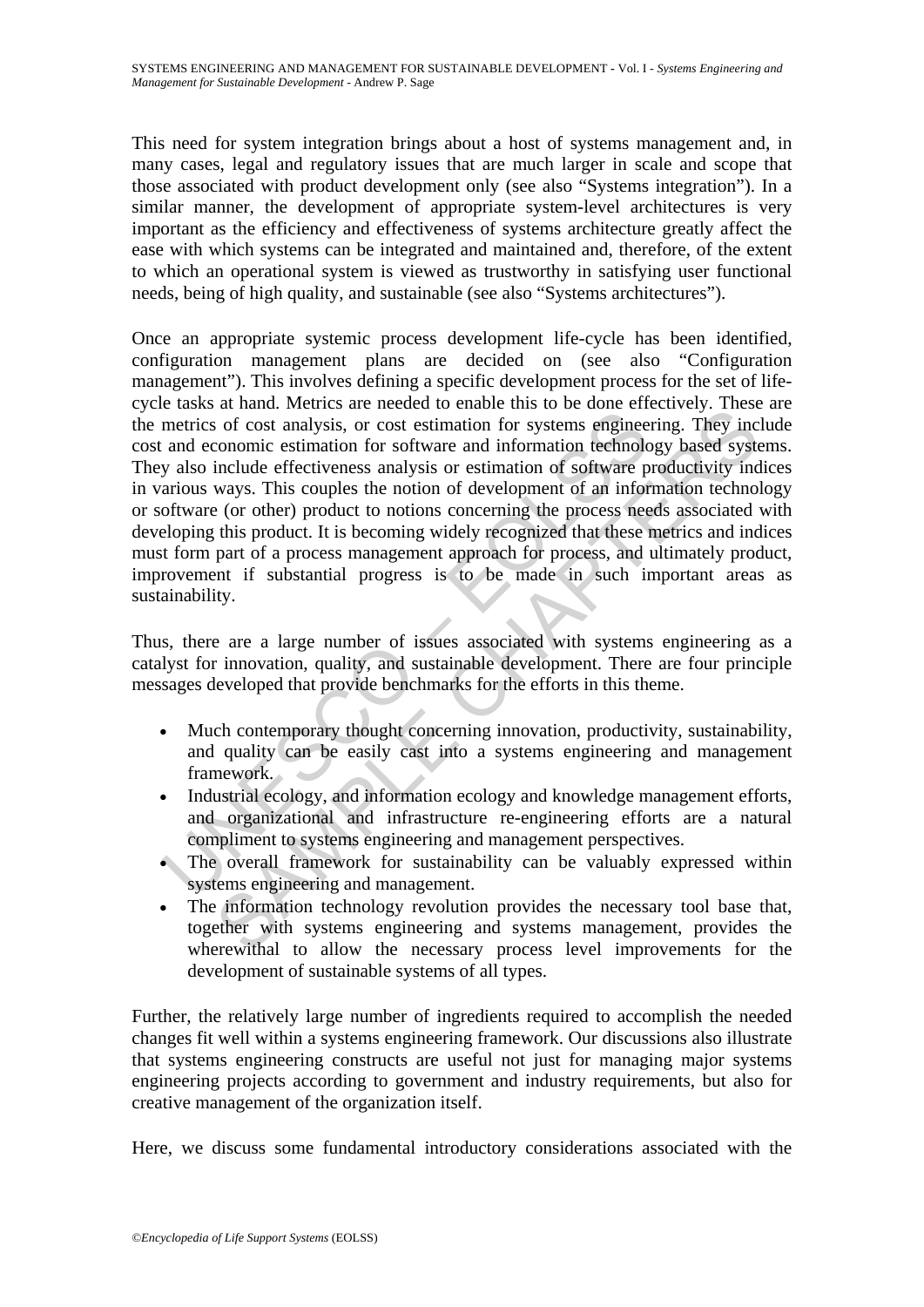This need for system integration brings about a host of systems management and, in many cases, legal and regulatory issues that are much larger in scale and scope that those associated with product development only (see also "Systems integration"). In a similar manner, the development of appropriate system-level architectures is very important as the efficiency and effectiveness of systems architecture greatly affect the ease with which systems can be integrated and maintained and, therefore, of the extent to which an operational system is viewed as trustworthy in satisfying user functional needs, being of high quality, and sustainable (see also "Systems architectures").

Once an appropriate systemic process development life-cycle has been identified, configuration management plans are decided on (see also "Configuration management"). This involves defining a specific development process for the set of life-cycle tasks at hand. Metrics are needed to enable this to be done effectively. These are the metrics of cost analysis, or cost estimation for systems engineering. They include cost and economic estimation for software and information technology based systems. They also include effectiveness analysis or estimation of software productivity indices in various ways. This couples the notion of development of an information technology or software (or other) product to notions concerning the process needs associated with developing this product. It is becoming widely recognized that these metrics and indices must form part of a process management approach for process, and ultimately product, improvement if substantial progress is to be made in such important areas as sustainability.

Thus, there are a large number of issues associated with systems engineering as a catalyst for innovation, quality, and sustainable development. There are four principle messages developed that provide benchmarks for the efforts in this theme.

- Much contemporary thought concerning innovation, productivity, sustainability, and quality can be easily cast into a systems engineering and management framework.
- Industrial ecology, and information ecology and knowledge management efforts, and organizational and infrastructure re-engineering efforts are a natural compliment to systems engineering and management perspectives.
- The overall framework for sustainability can be valuably expressed within systems engineering and management.
- The information technology revolution provides the necessary tool base that, together with systems engineering and systems management, provides the wherewithal to allow the necessary process level improvements for the development of sustainable systems of all types.

Further, the relatively large number of ingredients required to accomplish the needed changes fit well within a systems engineering framework. Our discussions also illustrate that systems engineering constructs are useful not just for managing major systems engineering projects according to government and industry requirements, but also for creative management of the organization itself.

Here, we discuss some fundamental introductory considerations associated with the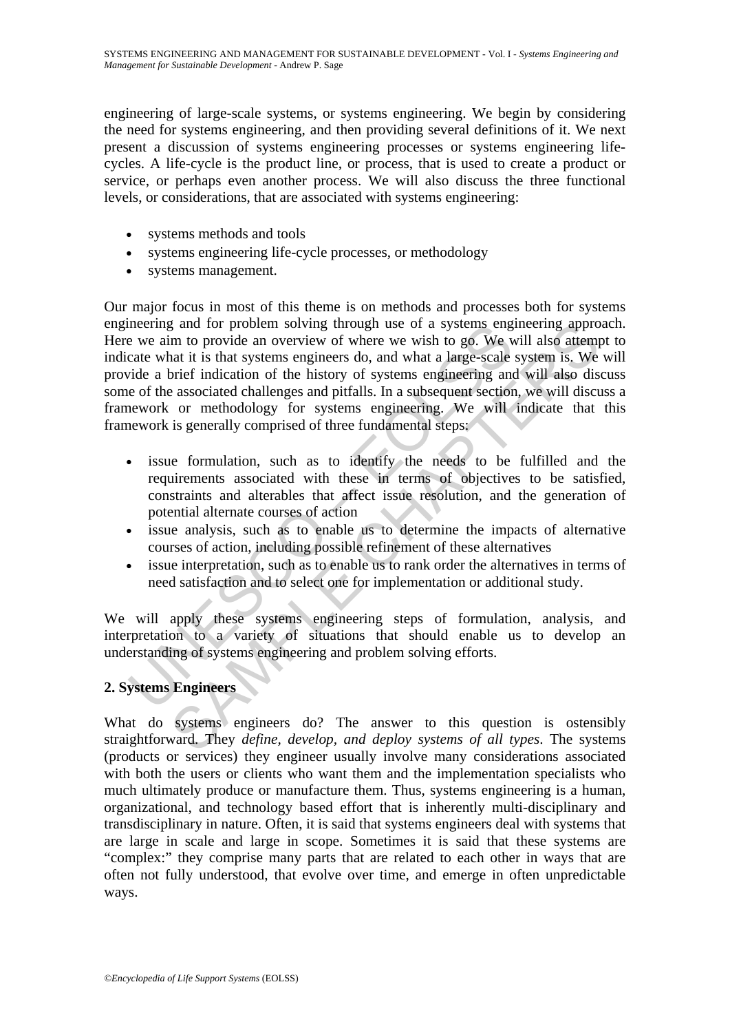engineering of large-scale systems, or systems engineering. We begin by considering the need for systems engineering, and then providing several definitions of it. We next present a discussion of systems engineering processes or systems engineering life-cycles. A life-cycle is the product line, or process, that is used to create a product or service, or perhaps even another process. We will also discuss the three functional levels, or considerations, that are associated with systems engineering:

- systems methods and tools
- systems engineering life-cycle processes, or methodology
- systems management.

Our major focus in most of this theme is on methods and processes both for systems engineering and for problem solving through use of a systems engineering approach. Here we aim to provide an overview of where we wish to go. We will also attempt to indicate what it is that systems engineers do, and what a large-scale system is. We will provide a brief indication of the history of systems engineering and will also discuss some of the associated challenges and pitfalls. In a subsequent section, we will discuss a framework or methodology for systems engineering. We will indicate that this framework is generally comprised of three fundamental steps:

- issue formulation, such as to identify the needs to be fulfilled and the requirements associated with these in terms of objectives to be satisfied, constraints and alterables that affect issue resolution, and the generation of potential alternate courses of action
- issue analysis, such as to enable us to determine the impacts of alternative courses of action, including possible refinement of these alternatives
- issue interpretation, such as to enable us to rank order the alternatives in terms of need satisfaction and to select one for implementation or additional study.

We will apply these systems engineering steps of formulation, analysis, and interpretation to a variety of situations that should enable us to develop an understanding of systems engineering and problem solving efforts.

## 2. Systems Engineers

What do systems engineers do? The answer to this question is ostensibly straightforward. They *define, develop, and deploy systems of all types*. The systems (products or services) they engineer usually involve many considerations associated with both the users or clients who want them and the implementation specialists who much ultimately produce or manufacture them. Thus, systems engineering is a human, organizational, and technology based effort that is inherently multi-disciplinary and transdisciplinary in nature. Often, it is said that systems engineers deal with systems that are large in scale and large in scope. Sometimes it is said that these systems are "complex:" they comprise many parts that are related to each other in ways that are often not fully understood, that evolve over time, and emerge in often unpredictable ways.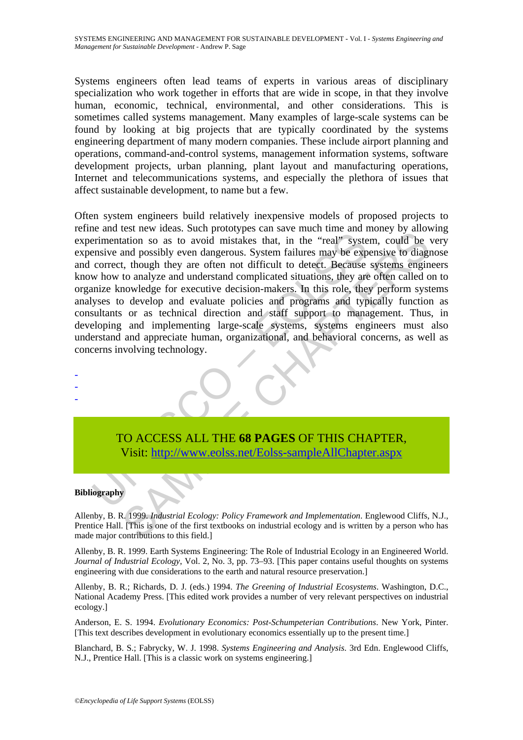Systems engineers often lead teams of experts in various areas of disciplinary specialization who work together in efforts that are wide in scope, in that they involve human, economic, technical, environmental, and other considerations. This is sometimes called systems management. Many examples of large-scale systems can be found by looking at big projects that are typically coordinated by the systems engineering department of many modern companies. These include airport planning and operations, command-and-control systems, management information systems, software development projects, urban planning, plant layout and manufacturing operations, Internet and telecommunications systems, and especially the plethora of issues that affect sustainable development, to name but a few.

Often system engineers build relatively inexpensive models of proposed projects to refine and test new ideas. Such prototypes can save much time and money by allowing experimentation so as to avoid mistakes that, in the "real" system, could be very expensive and possibly even dangerous. System failures may be expensive to diagnose and correct, though they are often not difficult to detect. Because systems engineers know how to analyze and understand complicated situations, they are often called on to organize knowledge for executive decision-makers. In this role, they perform systems analyses to develop and evaluate policies and programs and typically function as consultants or as technical direction and staff support to management. Thus, in developing and implementing large-scale systems, systems engineers must also understand and appreciate human, organizational, and behavioral concerns, as well as concerns involving technology.

-
-
-

TO ACCESS ALL THE **68 PAGES** OF THIS CHAPTER,
Visit: http://www.eolss.net/Eolss-sampleAllChapter.aspx

**Bibliography**

Allenby, B. R. 1999. *Industrial Ecology: Policy Framework and Implementation*. Englewood Cliffs, N.J., Prentice Hall. [This is one of the first textbooks on industrial ecology and is written by a person who has made major contributions to this field.]

Allenby, B. R. 1999. Earth Systems Engineering: The Role of Industrial Ecology in an Engineered World. *Journal of Industrial Ecology*, Vol. 2, No. 3, pp. 73–93. [This paper contains useful thoughts on systems engineering with due considerations to the earth and natural resource preservation.]

Allenby, B. R.; Richards, D. J. (eds.) 1994. *The Greening of Industrial Ecosystems*. Washington, D.C., National Academy Press. [This edited work provides a number of very relevant perspectives on industrial ecology.]

Anderson, E. S. 1994. *Evolutionary Economics: Post-Schumpeterian Contributions*. New York, Pinter. [This text describes development in evolutionary economics essentially up to the present time.]

Blanchard, B. S.; Fabrycky, W. J. 1998. *Systems Engineering and Analysis*. 3rd Edn. Englewood Cliffs, N.J., Prentice Hall. [This is a classic work on systems engineering.]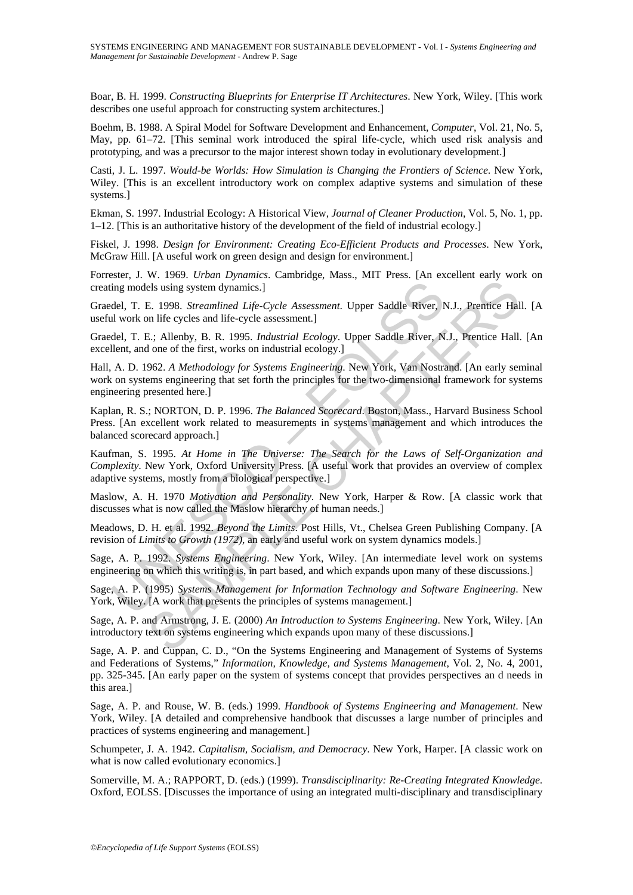Boar, B. H. 1999. *Constructing Blueprints for Enterprise IT Architectures*. New York, Wiley. [This work describes one useful approach for constructing system architectures.]

Boehm, B. 1988. A Spiral Model for Software Development and Enhancement, *Computer*, Vol. 21, No. 5, May, pp. 61–72. [This seminal work introduced the spiral life-cycle, which used risk analysis and prototyping, and was a precursor to the major interest shown today in evolutionary development.]

Casti, J. L. 1997. *Would-be Worlds: How Simulation is Changing the Frontiers of Science*. New York, Wiley. [This is an excellent introductory work on complex adaptive systems and simulation of these systems.]

Ekman, S. 1997. Industrial Ecology: A Historical View, *Journal of Cleaner Production*, Vol. 5, No. 1, pp. 1–12. [This is an authoritative history of the development of the field of industrial ecology.]

Fiskel, J. 1998. *Design for Environment: Creating Eco-Efficient Products and Processes*. New York, McGraw Hill. [A useful work on green design and design for environment.]

Forrester, J. W. 1969. *Urban Dynamics*. Cambridge, Mass., MIT Press. [An excellent early work on creating models using system dynamics.]

Graedel, T. E. 1998. *Streamlined Life-Cycle Assessment*. Upper Saddle River, N.J., Prentice Hall. [A useful work on life cycles and life-cycle assessment.]

Graedel, T. E.; Allenby, B. R. 1995. *Industrial Ecology*. Upper Saddle River, N.J., Prentice Hall. [An excellent, and one of the first, works on industrial ecology.]

Hall, A. D. 1962. *A Methodology for Systems Engineering*. New York, Van Nostrand. [An early seminal work on systems engineering that set forth the principles for the two-dimensional framework for systems engineering presented here.]

Kaplan, R. S.; NORTON, D. P. 1996. *The Balanced Scorecard*. Boston, Mass., Harvard Business School Press. [An excellent work related to measurements in systems management and which introduces the balanced scorecard approach.]

Kaufman, S. 1995. *At Home in The Universe: The Search for the Laws of Self-Organization and Complexity*. New York, Oxford University Press. [A useful work that provides an overview of complex adaptive systems, mostly from a biological perspective.]

Maslow, A. H. 1970 *Motivation and Personality*. New York, Harper & Row. [A classic work that discusses what is now called the Maslow hierarchy of human needs.]

Meadows, D. H. et al. 1992. *Beyond the Limits*. Post Hills, Vt., Chelsea Green Publishing Company. [A revision of *Limits to Growth (1972)*, an early and useful work on system dynamics models.]

Sage, A. P. 1992. *Systems Engineering*. New York, Wiley. [An intermediate level work on systems engineering on which this writing is, in part based, and which expands upon many of these discussions.]

Sage, A. P. (1995) *Systems Management for Information Technology and Software Engineering*. New York, Wiley. [A work that presents the principles of systems management.]

Sage, A. P. and Armstrong, J. E. (2000) *An Introduction to Systems Engineering*. New York, Wiley. [An introductory text on systems engineering which expands upon many of these discussions.]

Sage, A. P. and Cuppan, C. D., "On the Systems Engineering and Management of Systems of Systems and Federations of Systems," *Information, Knowledge, and Systems Management*, Vol. 2, No. 4, 2001, pp. 325-345. [An early paper on the system of systems concept that provides perspectives an d needs in this area.]

Sage, A. P. and Rouse, W. B. (eds.) 1999. *Handbook of Systems Engineering and Management*. New York, Wiley. [A detailed and comprehensive handbook that discusses a large number of principles and practices of systems engineering and management.]

Schumpeter, J. A. 1942. *Capitalism, Socialism, and Democracy*. New York, Harper. [A classic work on what is now called evolutionary economics.]

Somerville, M. A.; RAPPORT, D. (eds.) (1999). *Transdisciplinarity: Re-Creating Integrated Knowledge*. Oxford, EOLSS. [Discusses the importance of using an integrated multi-disciplinary and transdisciplinary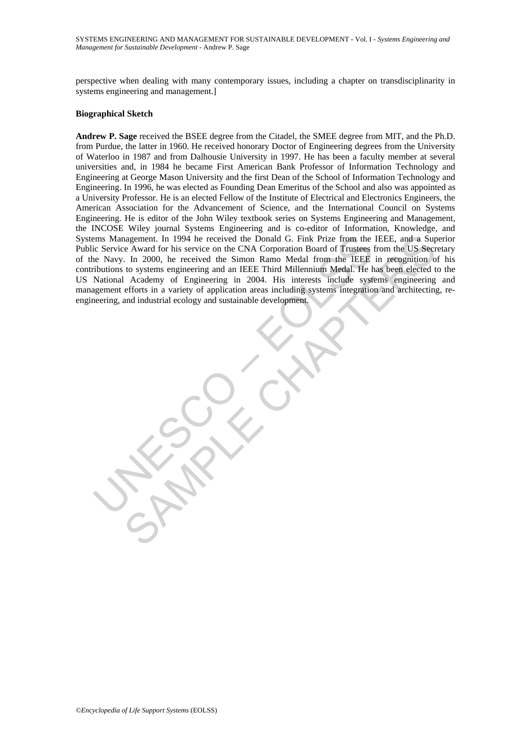perspective when dealing with many contemporary issues, including a chapter on transdisciplinarity in systems engineering and management.]

**Biographical Sketch**

**Andrew P. Sage** received the BSEE degree from the Citadel, the SMEE degree from MIT, and the Ph.D. from Purdue, the latter in 1960. He received honorary Doctor of Engineering degrees from the University of Waterloo in 1987 and from Dalhousie University in 1997. He has been a faculty member at several universities and, in 1984 he became First American Bank Professor of Information Technology and Engineering at George Mason University and the first Dean of the School of Information Technology and Engineering. In 1996, he was elected as Founding Dean Emeritus of the School and also was appointed as a University Professor. He is an elected Fellow of the Institute of Electrical and Electronics Engineers, the American Association for the Advancement of Science, and the International Council on Systems Engineering. He is editor of the John Wiley textbook series on Systems Engineering and Management, the INCOSE Wiley journal Systems Engineering and is co-editor of Information, Knowledge, and Systems Management. In 1994 he received the Donald G. Fink Prize from the IEEE, and a Superior Public Service Award for his service on the CNA Corporation Board of Trustees from the US Secretary of the Navy. In 2000, he received the Simon Ramo Medal from the IEEE in recognition of his contributions to systems engineering and an IEEE Third Millennium Medal. He has been elected to the US National Academy of Engineering in 2004. His interests include systems engineering and management efforts in a variety of application areas including systems integration and architecting, re-engineering, and industrial ecology and sustainable development.